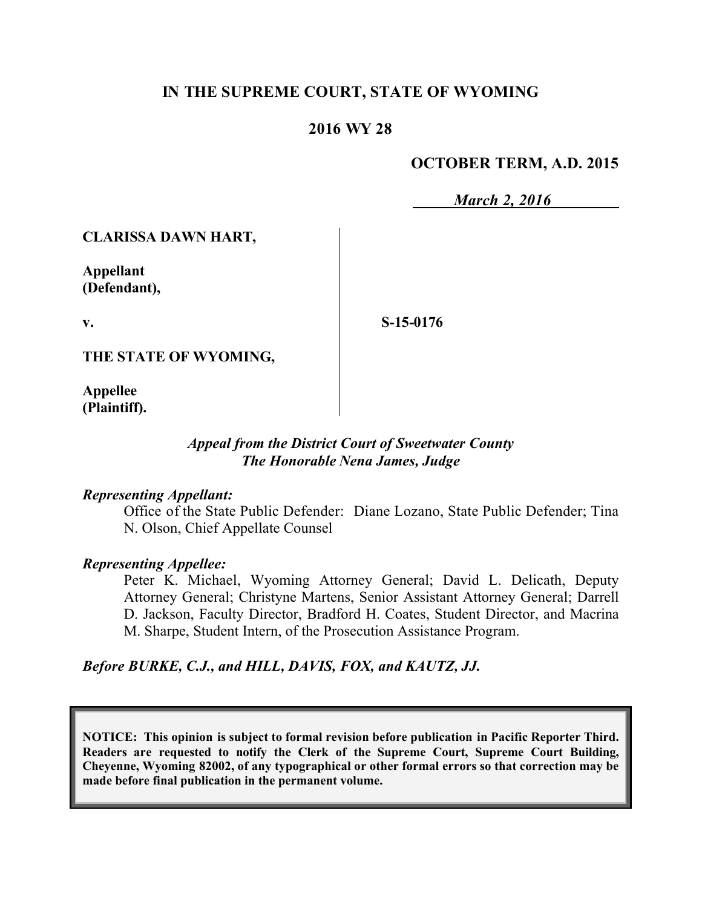**IN THE SUPREME COURT, STATE OF WYOMING**

**2016 WY 28**

**OCTOBER TERM, A.D. 2015**

***March 2, 2016***

**CLARISSA DAWN HART,**

**Appellant (Defendant),**

**v.**

**S-15-0176**

**THE STATE OF WYOMING,**

**Appellee (Plaintiff).**

***Appeal from the District Court of Sweetwater County***
***The Honorable Nena James, Judge***

***Representing Appellant:***

Office of the State Public Defender: Diane Lozano, State Public Defender; Tina N. Olson, Chief Appellate Counsel

***Representing Appellee:***

Peter K. Michael, Wyoming Attorney General; David L. Delicath, Deputy Attorney General; Christyne Martens, Senior Assistant Attorney General; Darrell D. Jackson, Faculty Director, Bradford H. Coates, Student Director, and Macrina M. Sharpe, Student Intern, of the Prosecution Assistance Program.

***Before BURKE, C.J., and HILL, DAVIS, FOX, and KAUTZ, JJ.***

**NOTICE: This opinion is subject to formal revision before publication in Pacific Reporter Third. Readers are requested to notify the Clerk of the Supreme Court, Supreme Court Building, Cheyenne, Wyoming 82002, of any typographical or other formal errors so that correction may be made before final publication in the permanent volume.**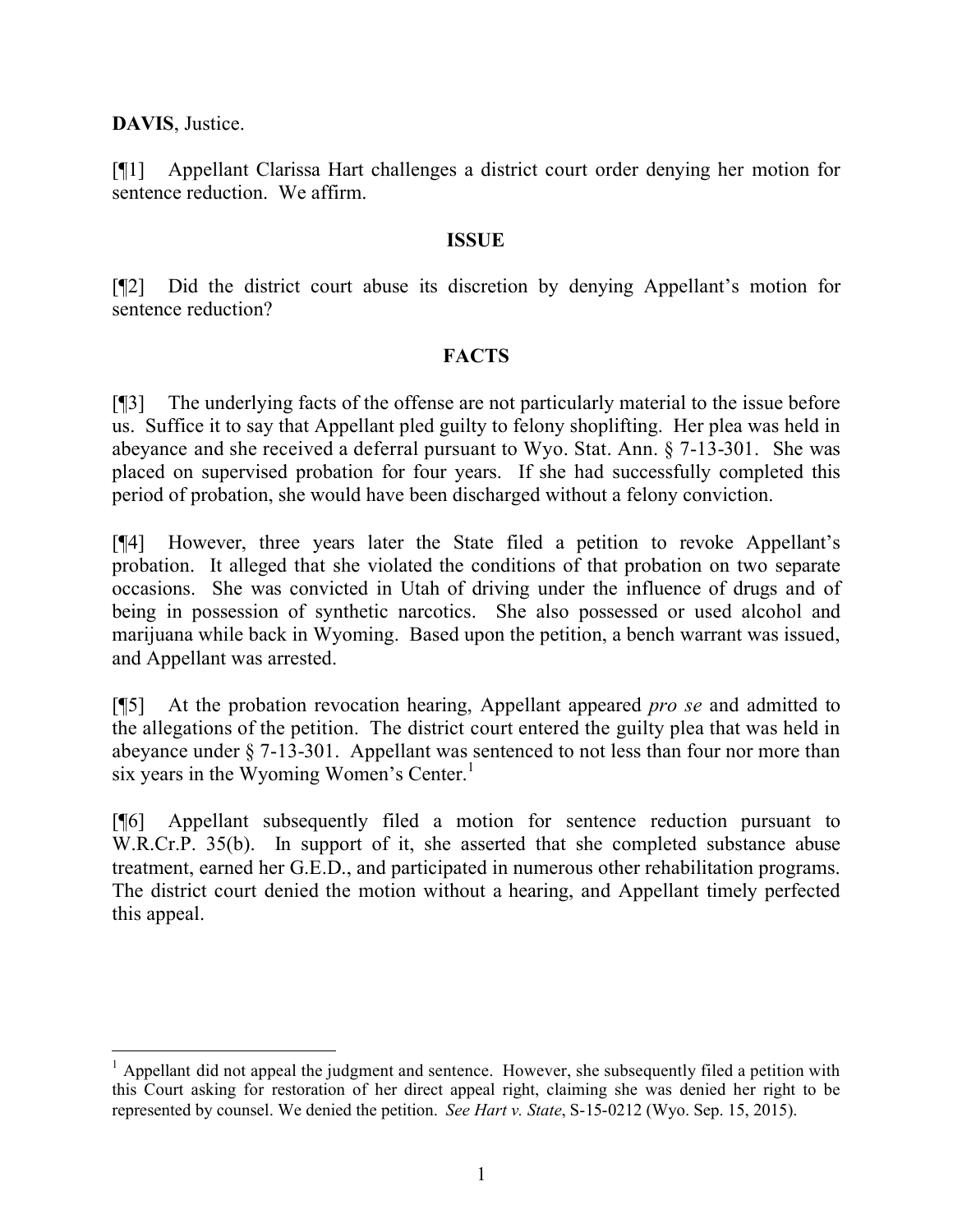**DAVIS**, Justice.

[¶1] Appellant Clarissa Hart challenges a district court order denying her motion for sentence reduction. We affirm.

## ISSUE

[¶2] Did the district court abuse its discretion by denying Appellant's motion for sentence reduction?

## FACTS

[¶3] The underlying facts of the offense are not particularly material to the issue before us. Suffice it to say that Appellant pled guilty to felony shoplifting. Her plea was held in abeyance and she received a deferral pursuant to Wyo. Stat. Ann. § 7-13-301. She was placed on supervised probation for four years. If she had successfully completed this period of probation, she would have been discharged without a felony conviction.

[¶4] However, three years later the State filed a petition to revoke Appellant's probation. It alleged that she violated the conditions of that probation on two separate occasions. She was convicted in Utah of driving under the influence of drugs and of being in possession of synthetic narcotics. She also possessed or used alcohol and marijuana while back in Wyoming. Based upon the petition, a bench warrant was issued, and Appellant was arrested.

[¶5] At the probation revocation hearing, Appellant appeared *pro se* and admitted to the allegations of the petition. The district court entered the guilty plea that was held in abeyance under § 7-13-301. Appellant was sentenced to not less than four nor more than six years in the Wyoming Women's Center.[1]

[¶6] Appellant subsequently filed a motion for sentence reduction pursuant to W.R.Cr.P. 35(b). In support of it, she asserted that she completed substance abuse treatment, earned her G.E.D., and participated in numerous other rehabilitation programs. The district court denied the motion without a hearing, and Appellant timely perfected this appeal.

---

[1] Appellant did not appeal the judgment and sentence. However, she subsequently filed a petition with this Court asking for restoration of her direct appeal right, claiming she was denied her right to be represented by counsel. We denied the petition. *See Hart v. State*, S-15-0212 (Wyo. Sep. 15, 2015).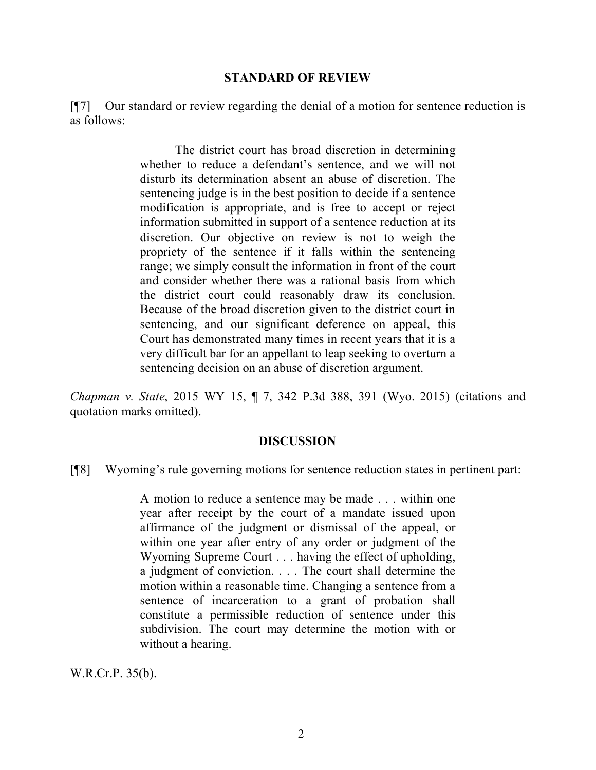## STANDARD OF REVIEW

[¶7] Our standard or review regarding the denial of a motion for sentence reduction is as follows:

> The district court has broad discretion in determining whether to reduce a defendant's sentence, and we will not disturb its determination absent an abuse of discretion. The sentencing judge is in the best position to decide if a sentence modification is appropriate, and is free to accept or reject information submitted in support of a sentence reduction at its discretion. Our objective on review is not to weigh the propriety of the sentence if it falls within the sentencing range; we simply consult the information in front of the court and consider whether there was a rational basis from which the district court could reasonably draw its conclusion. Because of the broad discretion given to the district court in sentencing, and our significant deference on appeal, this Court has demonstrated many times in recent years that it is a very difficult bar for an appellant to leap seeking to overturn a sentencing decision on an abuse of discretion argument.

*Chapman v. State*, 2015 WY 15, ¶ 7, 342 P.3d 388, 391 (Wyo. 2015) (citations and quotation marks omitted).

## DISCUSSION

[¶8] Wyoming's rule governing motions for sentence reduction states in pertinent part:

> A motion to reduce a sentence may be made . . . within one year after receipt by the court of a mandate issued upon affirmance of the judgment or dismissal of the appeal, or within one year after entry of any order or judgment of the Wyoming Supreme Court . . . having the effect of upholding, a judgment of conviction. . . . The court shall determine the motion within a reasonable time. Changing a sentence from a sentence of incarceration to a grant of probation shall constitute a permissible reduction of sentence under this subdivision. The court may determine the motion with or without a hearing.

W.R.Cr.P. 35(b).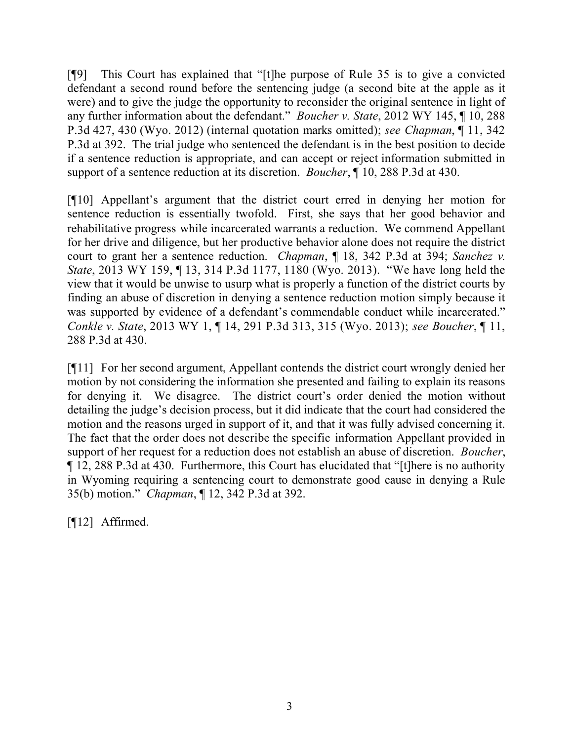[¶9] This Court has explained that "[t]he purpose of Rule 35 is to give a convicted defendant a second round before the sentencing judge (a second bite at the apple as it were) and to give the judge the opportunity to reconsider the original sentence in light of any further information about the defendant." *Boucher v. State*, 2012 WY 145, ¶ 10, 288 P.3d 427, 430 (Wyo. 2012) (internal quotation marks omitted); *see Chapman*, ¶ 11, 342 P.3d at 392. The trial judge who sentenced the defendant is in the best position to decide if a sentence reduction is appropriate, and can accept or reject information submitted in support of a sentence reduction at its discretion. *Boucher*, ¶ 10, 288 P.3d at 430.

[¶10] Appellant's argument that the district court erred in denying her motion for sentence reduction is essentially twofold. First, she says that her good behavior and rehabilitative progress while incarcerated warrants a reduction. We commend Appellant for her drive and diligence, but her productive behavior alone does not require the district court to grant her a sentence reduction. *Chapman*, ¶ 18, 342 P.3d at 394; *Sanchez v. State*, 2013 WY 159, ¶ 13, 314 P.3d 1177, 1180 (Wyo. 2013). "We have long held the view that it would be unwise to usurp what is properly a function of the district courts by finding an abuse of discretion in denying a sentence reduction motion simply because it was supported by evidence of a defendant's commendable conduct while incarcerated." *Conkle v. State*, 2013 WY 1, ¶ 14, 291 P.3d 313, 315 (Wyo. 2013); *see Boucher*, ¶ 11, 288 P.3d at 430.

[¶11] For her second argument, Appellant contends the district court wrongly denied her motion by not considering the information she presented and failing to explain its reasons for denying it. We disagree. The district court's order denied the motion without detailing the judge's decision process, but it did indicate that the court had considered the motion and the reasons urged in support of it, and that it was fully advised concerning it. The fact that the order does not describe the specific information Appellant provided in support of her request for a reduction does not establish an abuse of discretion. *Boucher*, ¶ 12, 288 P.3d at 430. Furthermore, this Court has elucidated that "[t]here is no authority in Wyoming requiring a sentencing court to demonstrate good cause in denying a Rule 35(b) motion." *Chapman*, ¶ 12, 342 P.3d at 392.

[¶12] Affirmed.